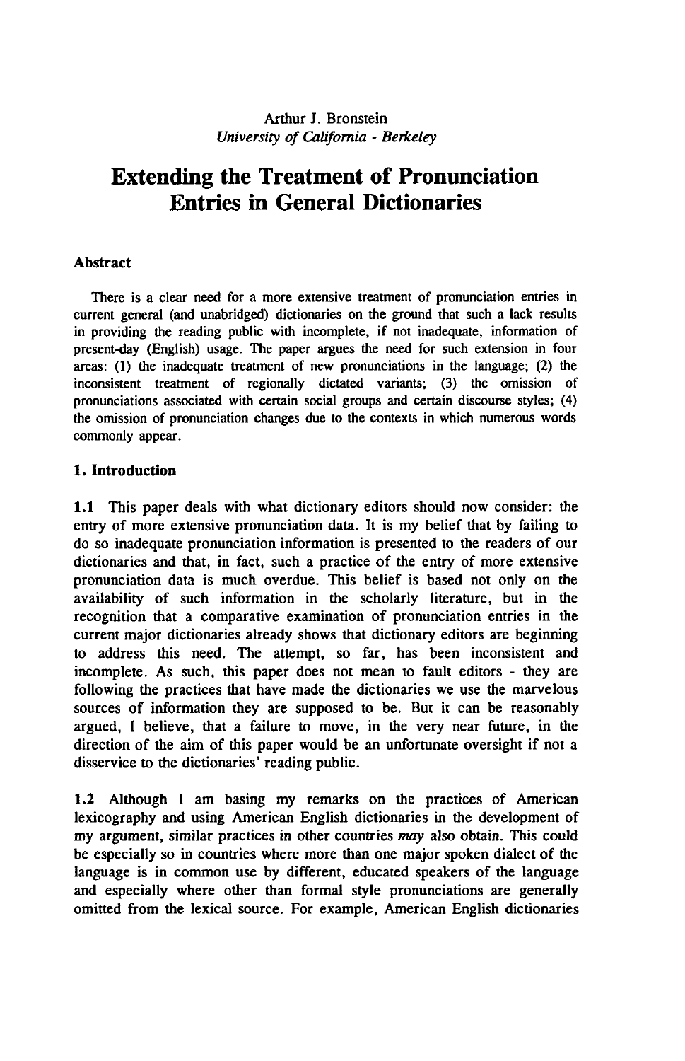Arthur J. Bronstein
*University of California - Berkeley*

# Extending the Treatment of Pronunciation Entries in General Dictionaries

### Abstract

There is a clear need for a more extensive treatment of pronunciation entries in current general (and unabridged) dictionaries on the ground that such a lack results in providing the reading public with incomplete, if not inadequate, information of present-day (English) usage. The paper argues the need for such extension in four areas: (1) the inadequate treatment of new pronunciations in the language; (2) the inconsistent treatment of regionally dictated variants; (3) the omission of pronunciations associated with certain social groups and certain discourse styles; (4) the omission of pronunciation changes due to the contexts in which numerous words commonly appear.

### 1. Introduction

**1.1** This paper deals with what dictionary editors should now consider: the entry of more extensive pronunciation data. It is my belief that by failing to do so inadequate pronunciation information is presented to the readers of our dictionaries and that, in fact, such a practice of the entry of more extensive pronunciation data is much overdue. This belief is based not only on the availability of such information in the scholarly literature, but in the recognition that a comparative examination of pronunciation entries in the current major dictionaries already shows that dictionary editors are beginning to address this need. The attempt, so far, has been inconsistent and incomplete. As such, this paper does not mean to fault editors - they are following the practices that have made the dictionaries we use the marvelous sources of information they are supposed to be. But it can be reasonably argued, I believe, that a failure to move, in the very near future, in the direction of the aim of this paper would be an unfortunate oversight if not a disservice to the dictionaries' reading public.

**1.2** Although I am basing my remarks on the practices of American lexicography and using American English dictionaries in the development of my argument, similar practices in other countries *may* also obtain. This could be especially so in countries where more than one major spoken dialect of the language is in common use by different, educated speakers of the language and especially where other than formal style pronunciations are generally omitted from the lexical source. For example, American English dictionaries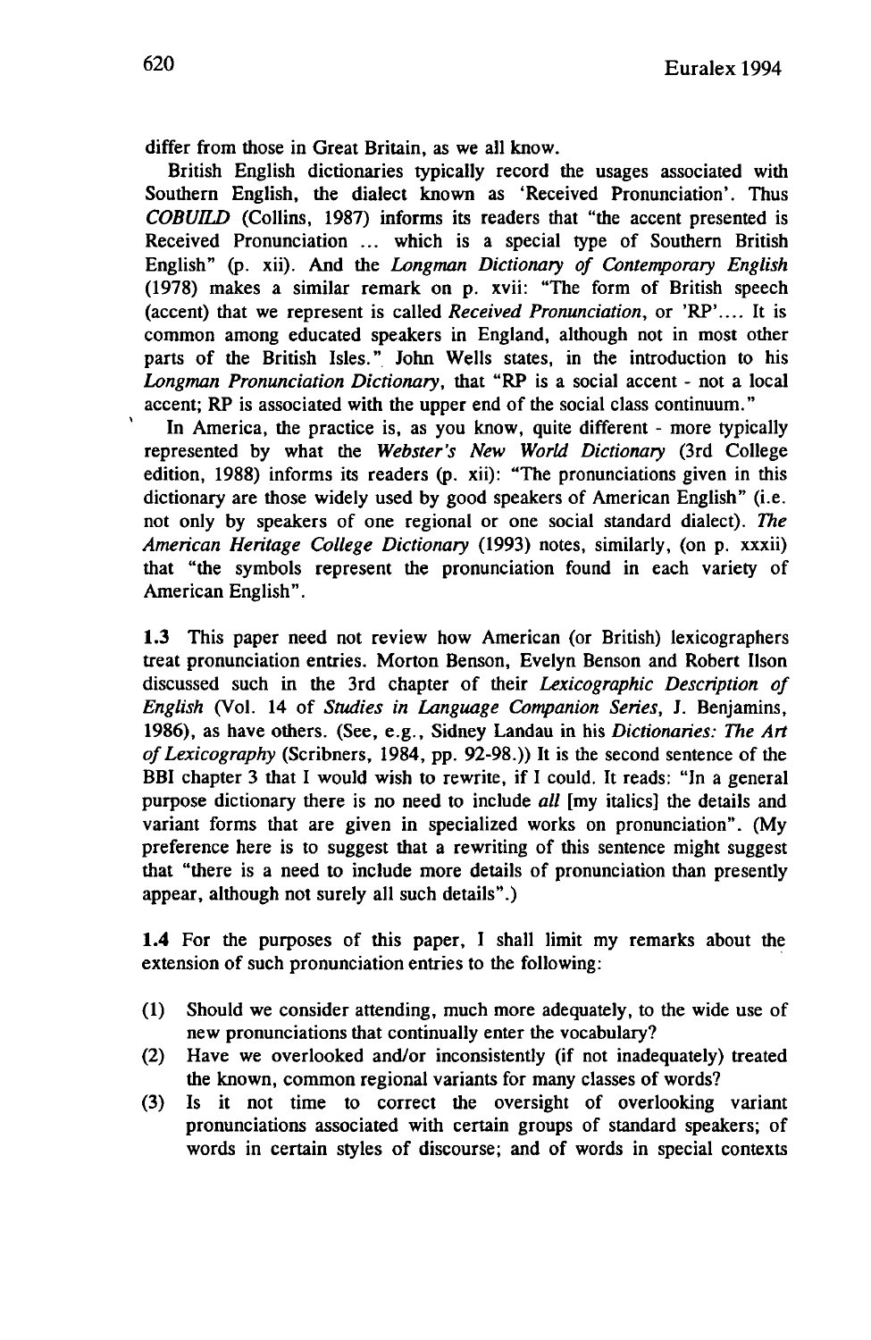differ from those in Great Britain, as we all know.

British English dictionaries typically record the usages associated with Southern English, the dialect known as 'Received Pronunciation'. Thus *COBUILD* (Collins, 1987) informs its readers that "the accent presented is Received Pronunciation ... which is a special type of Southern British English" (p. xii). And the *Longman Dictionary of Contemporary English* (1978) makes a similar remark on p. xvii: "The form of British speech (accent) that we represent is called *Received Pronunciation*, or 'RP'.... It is common among educated speakers in England, although not in most other parts of the British Isles." John Wells states, in the introduction to his *Longman Pronunciation Dictionary*, that "RP is a social accent - not a local accent; RP is associated with the upper end of the social class continuum."

In America, the practice is, as you know, quite different - more typically represented by what the *Webster's New World Dictionary* (3rd College edition, 1988) informs its readers (p. xii): "The pronunciations given in this dictionary are those widely used by good speakers of American English" (i.e. not only by speakers of one regional or one social standard dialect). *The American Heritage College Dictionary* (1993) notes, similarly, (on p. xxxii) that "the symbols represent the pronunciation found in each variety of American English".

**1.3** This paper need not review how American (or British) lexicographers treat pronunciation entries. Morton Benson, Evelyn Benson and Robert Ilson discussed such in the 3rd chapter of their *Lexicographic Description of English* (Vol. 14 of *Studies in Language Companion Series*, J. Benjamins, 1986), as have others. (See, e.g., Sidney Landau in his *Dictionaries: The Art of Lexicography* (Scribners, 1984, pp. 92-98.)) It is the second sentence of the BBI chapter 3 that I would wish to rewrite, if I could. It reads: "In a general purpose dictionary there is no need to include *all* [my italics] the details and variant forms that are given in specialized works on pronunciation". (My preference here is to suggest that a rewriting of this sentence might suggest that "there is a need to include more details of pronunciation than presently appear, although not surely all such details".)

**1.4** For the purposes of this paper, I shall limit my remarks about the extension of such pronunciation entries to the following:

(1) Should we consider attending, much more adequately, to the wide use of new pronunciations that continually enter the vocabulary?

(2) Have we overlooked and/or inconsistently (if not inadequately) treated the known, common regional variants for many classes of words?

(3) Is it not time to correct the oversight of overlooking variant pronunciations associated with certain groups of standard speakers; of words in certain styles of discourse; and of words in special contexts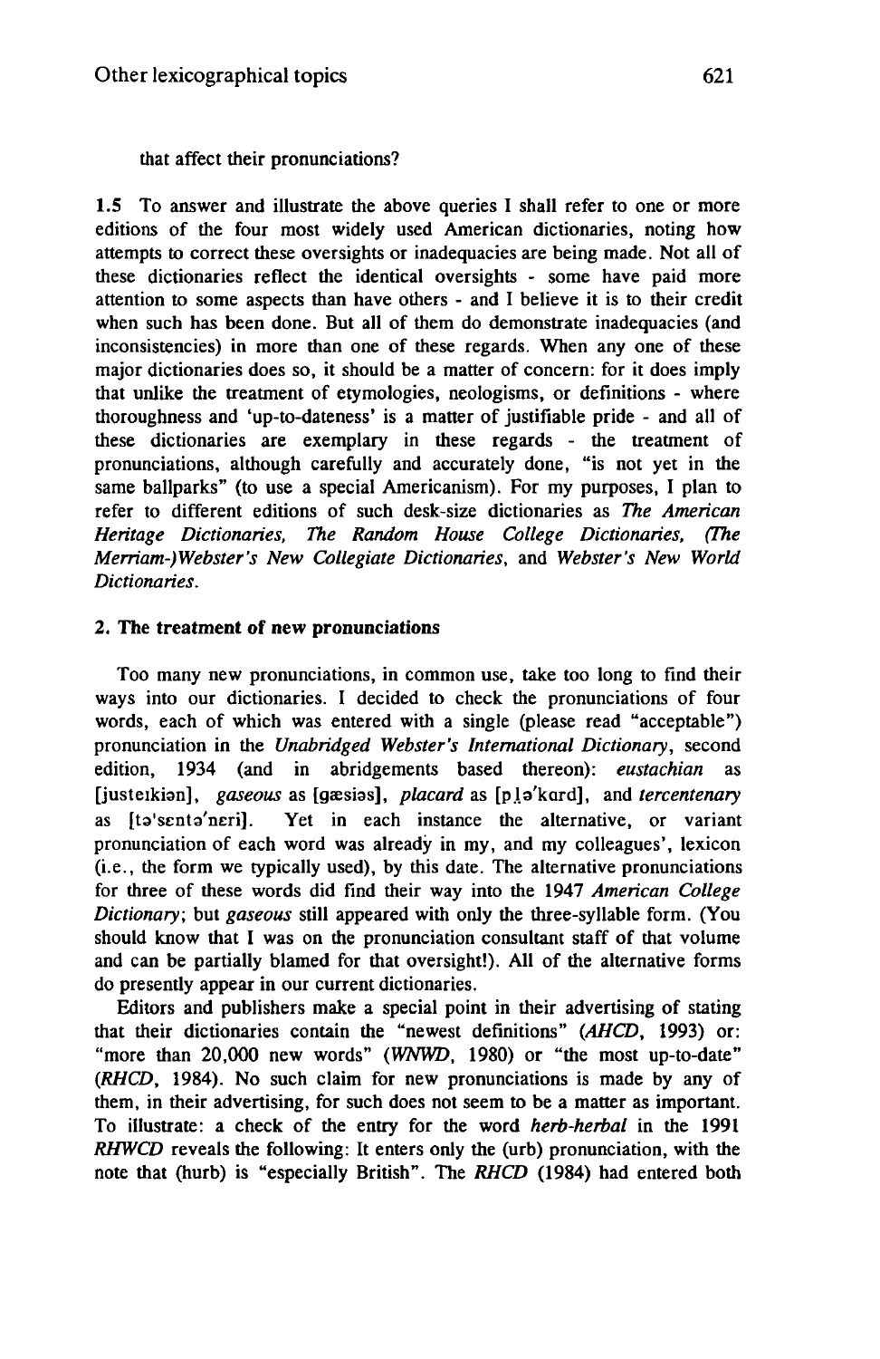that affect their pronunciations?

**1.5** To answer and illustrate the above queries I shall refer to one or more editions of the four most widely used American dictionaries, noting how attempts to correct these oversights or inadequacies are being made. Not all of these dictionaries reflect the identical oversights - some have paid more attention to some aspects than have others - and I believe it is to their credit when such has been done. But all of them do demonstrate inadequacies (and inconsistencies) in more than one of these regards. When any one of these major dictionaries does so, it should be a matter of concern: for it does imply that unlike the treatment of etymologies, neologisms, or definitions - where thoroughness and 'up-to-dateness' is a matter of justifiable pride - and all of these dictionaries are exemplary in these regards - the treatment of pronunciations, although carefully and accurately done, "is not yet in the same ballparks" (to use a special Americanism). For my purposes, I plan to refer to different editions of such desk-size dictionaries as *The American Heritage Dictionaries, The Random House College Dictionaries, (The Merriam-)Webster's New Collegiate Dictionaries*, and *Webster's New World Dictionaries*.

## 2. The treatment of new pronunciations

Too many new pronunciations, in common use, take too long to find their ways into our dictionaries. I decided to check the pronunciations of four words, each of which was entered with a single (please read "acceptable") pronunciation in the *Unabridged Webster's International Dictionary*, second edition, 1934 (and in abridgements based thereon): *eustachian* as [justeɪkiən], *gaseous* as [gæsiəs], *placard* as [pl̩ə'kɑrd], and *tercentenary* as [tə'sɛntə'nɛri]. Yet in each instance the alternative, or variant pronunciation of each word was already in my, and my colleagues', lexicon (i.e., the form we typically used), by this date. The alternative pronunciations for three of these words did find their way into the 1947 *American College Dictionary*; but *gaseous* still appeared with only the three-syllable form. (You should know that I was on the pronunciation consultant staff of that volume and can be partially blamed for that oversight!). All of the alternative forms do presently appear in our current dictionaries.

Editors and publishers make a special point in their advertising of stating that their dictionaries contain the "newest definitions" (*AHCD*, 1993) or: "more than 20,000 new words" (*WNWD*, 1980) or "the most up-to-date" (*RHCD*, 1984). No such claim for new pronunciations is made by any of them, in their advertising, for such does not seem to be a matter as important. To illustrate: a check of the entry for the word *herb-herbal* in the 1991 *RHWCD* reveals the following: It enters only the (urb) pronunciation, with the note that (hurb) is "especially British". The *RHCD* (1984) had entered both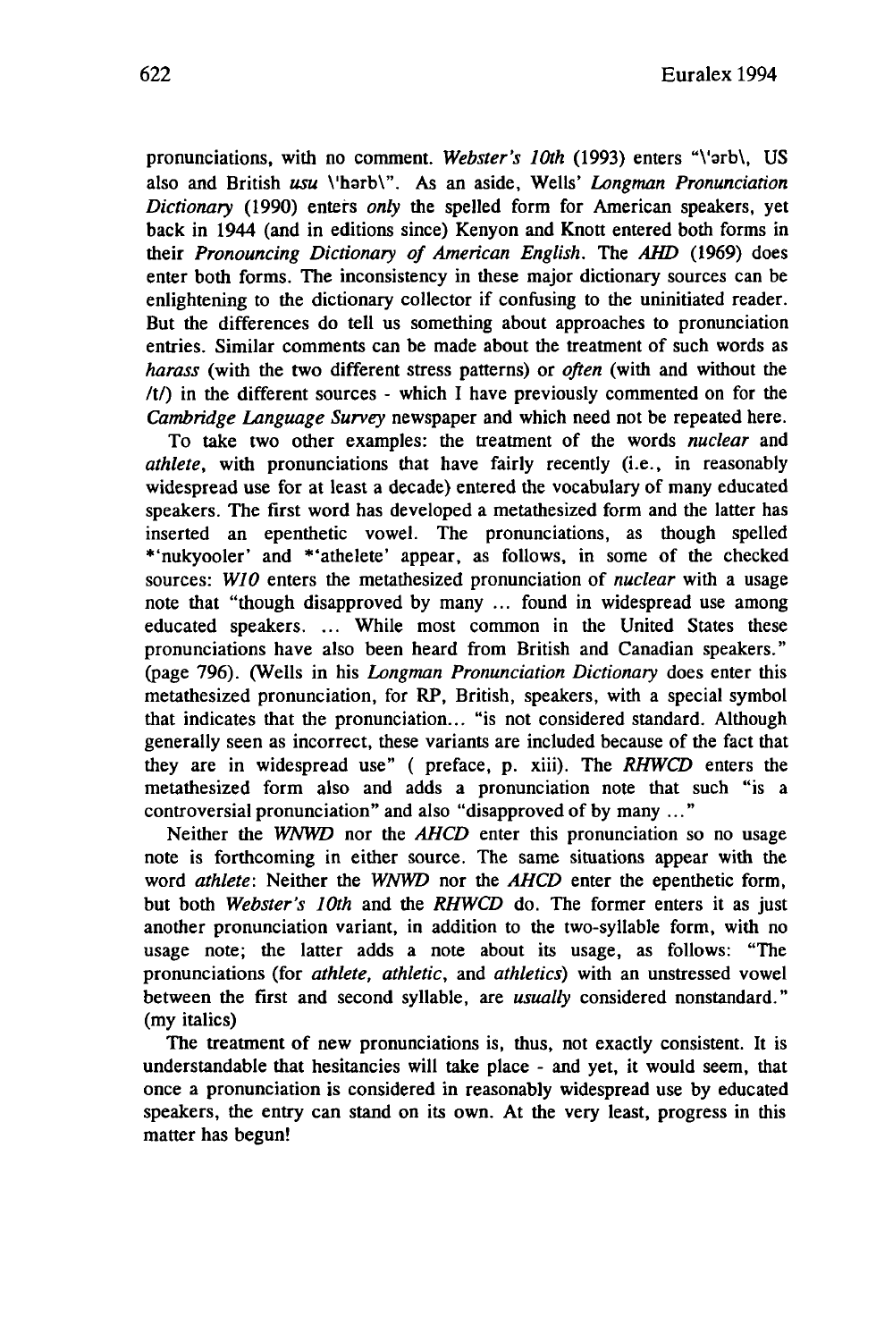pronunciations, with no comment. *Webster's 10th* (1993) enters "\'ərb\, US also and British *usu* \'hərb\". As an aside, Wells' *Longman Pronunciation Dictionary* (1990) enters *only* the spelled form for American speakers, yet back in 1944 (and in editions since) Kenyon and Knott entered both forms in their *Pronouncing Dictionary of American English*. The *AHD* (1969) does enter both forms. The inconsistency in these major dictionary sources can be enlightening to the dictionary collector if confusing to the uninitiated reader. But the differences do tell us something about approaches to pronunciation entries. Similar comments can be made about the treatment of such words as *harass* (with the two different stress patterns) or *often* (with and without the /t/) in the different sources - which I have previously commented on for the *Cambridge Language Survey* newspaper and which need not be repeated here.

To take two other examples: the treatment of the words *nuclear* and *athlete*, with pronunciations that have fairly recently (i.e., in reasonably widespread use for at least a decade) entered the vocabulary of many educated speakers. The first word has developed a metathesized form and the latter has inserted an epenthetic vowel. The pronunciations, as though spelled *'nukyooler' and *'athelete' appear, as follows, in some of the checked sources: *W10* enters the metathesized pronunciation of *nuclear* with a usage note that "though disapproved by many ... found in widespread use among educated speakers. ... While most common in the United States these pronunciations have also been heard from British and Canadian speakers." (page 796). (Wells in his *Longman Pronunciation Dictionary* does enter this metathesized pronunciation, for RP, British, speakers, with a special symbol that indicates that the pronunciation... "is not considered standard. Although generally seen as incorrect, these variants are included because of the fact that they are in widespread use" ( preface, p. xiii). The *RHWCD* enters the metathesized form also and adds a pronunciation note that such "is a controversial pronunciation" and also "disapproved of by many ..."

Neither the *WNWD* nor the *AHCD* enter this pronunciation so no usage note is forthcoming in either source. The same situations appear with the word *athlete*: Neither the *WNWD* nor the *AHCD* enter the epenthetic form, but both *Webster's 10th* and the *RHWCD* do. The former enters it as just another pronunciation variant, in addition to the two-syllable form, with no usage note; the latter adds a note about its usage, as follows: "The pronunciations (for *athlete*, *athletic*, and *athletics*) with an unstressed vowel between the first and second syllable, are *usually* considered nonstandard." (my italics)

The treatment of new pronunciations is, thus, not exactly consistent. It is understandable that hesitancies will take place - and yet, it would seem, that once a pronunciation is considered in reasonably widespread use by educated speakers, the entry can stand on its own. At the very least, progress in this matter has begun!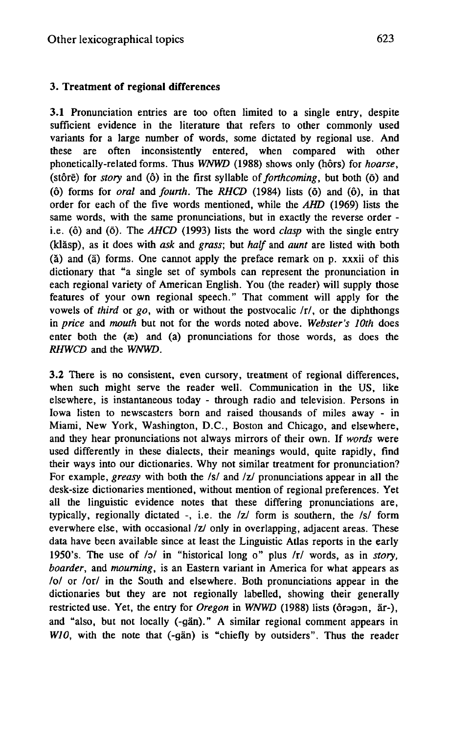### 3. Treatment of regional differences

**3.1** Pronunciation entries are too often limited to a single entry, despite sufficient evidence in the literature that refers to other commonly used variants for a large number of words, some dictated by regional use. And these are often inconsistently entered, when compared with other phonetically-related forms. Thus *WNWD* (1988) shows only (hôrs) for *hoarse*, (stôrē) for *story* and (ô) in the first syllable of *forthcoming*, but both (ō) and (ô) forms for *oral* and *fourth*. The *RHCD* (1984) lists (ō) and (ô), in that order for each of the five words mentioned, while the *AHD* (1969) lists the same words, with the same pronunciations, but in exactly the reverse order - i.e. (ô) and (ō). The *AHCD* (1993) lists the word *clasp* with the single entry (klăsp), as it does with *ask* and *grass*; but *half* and *aunt* are listed with both (ă) and (ä) forms. One cannot apply the preface remark on p. xxxii of this dictionary that "a single set of symbols can represent the pronunciation in each regional variety of American English. You (the reader) will supply those features of your own regional speech." That comment will apply for the vowels of *third* or *go*, with or without the postvocalic /r/, or the diphthongs in *price* and *mouth* but not for the words noted above. *Webster's 10th* does enter both the (æ) and (a) pronunciations for those words, as does the *RHWCD* and the *WNWD*.

**3.2** There is no consistent, even cursory, treatment of regional differences, when such might serve the reader well. Communication in the US, like elsewhere, is instantaneous today - through radio and television. Persons in Iowa listen to newscasters born and raised thousands of miles away - in Miami, New York, Washington, D.C., Boston and Chicago, and elsewhere, and they hear pronunciations not always mirrors of their own. If *words* were used differently in these dialects, their meanings would, quite rapidly, find their ways into our dictionaries. Why not similar treatment for pronunciation? For example, *greasy* with both the /s/ and /z/ pronunciations appear in all the desk-size dictionaries mentioned, without mention of regional preferences. Yet all the linguistic evidence notes that these differing pronunciations are, typically, regionally dictated -, i.e. the /z/ form is southern, the /s/ form everwhere else, with occasional /z/ only in overlapping, adjacent areas. These data have been available since at least the Linguistic Atlas reports in the early 1950's. The use of /ɔ/ in "historical long o" plus /r/ words, as in *story, boarder*, and *mourning*, is an Eastern variant in America for what appears as /o/ or /or/ in the South and elsewhere. Both pronunciations appear in the dictionaries but they are not regionally labelled, showing their generally restricted use. Yet, the entry for *Oregon* in *WNWD* (1988) lists (ôrəgən, är-), and "also, but not locally (-gän)." A similar regional comment appears in *W10*, with the note that (-gän) is "chiefly by outsiders". Thus the reader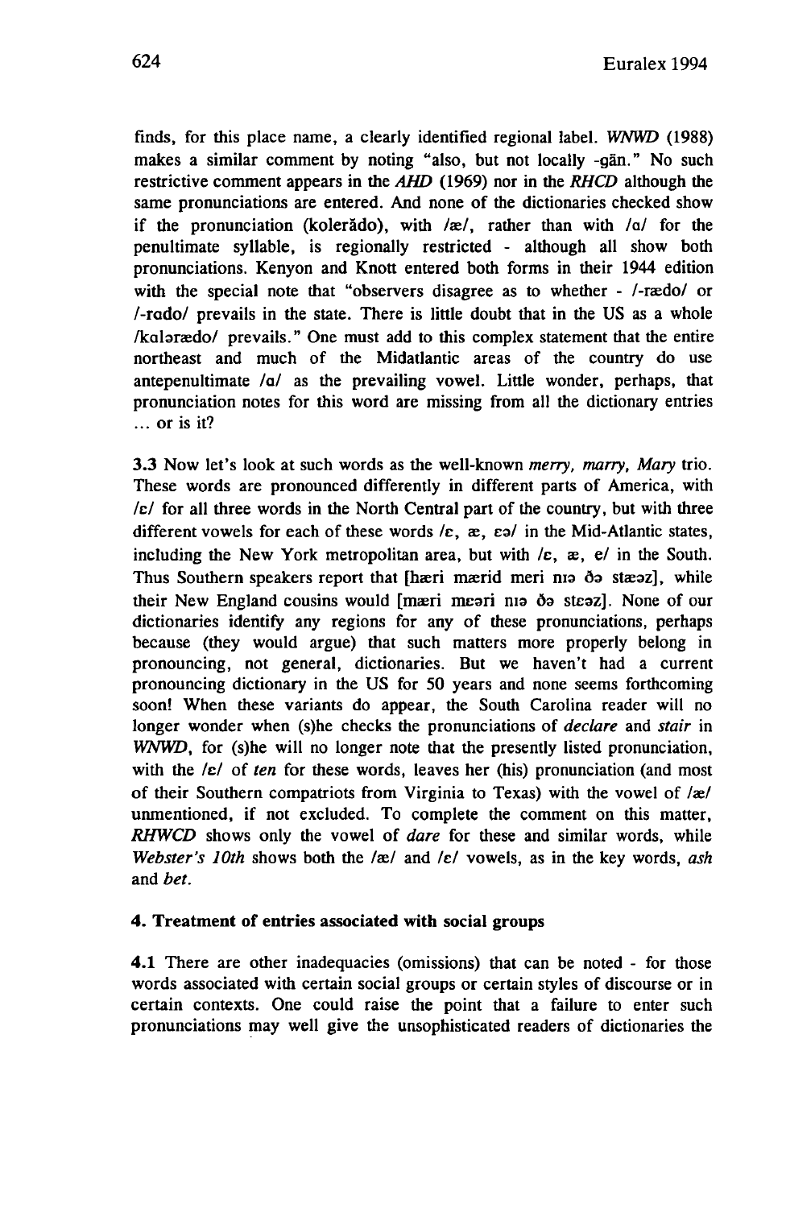finds, for this place name, a clearly identified regional label. *WNWD* (1988) makes a similar comment by noting "also, but not locally -gän." No such restrictive comment appears in the *AHD* (1969) nor in the *RHCD* although the same pronunciations are entered. And none of the dictionaries checked show if the pronunciation (kolerădo), with /æ/, rather than with /ɑ/ for the penultimate syllable, is regionally restricted - although all show both pronunciations. Kenyon and Knott entered both forms in their 1944 edition with the special note that "observers disagree as to whether - /-rædo/ or /-rɑdo/ prevails in the state. There is little doubt that in the US as a whole /kɑlərædo/ prevails." One must add to this complex statement that the entire northeast and much of the Midatlantic areas of the country do use antepenultimate /ɑ/ as the prevailing vowel. Little wonder, perhaps, that pronunciation notes for this word are missing from all the dictionary entries ... or is it?

**3.3** Now let's look at such words as the well-known *merry, marry, Mary* trio. These words are pronounced differently in different parts of America, with /ɛ/ for all three words in the North Central part of the country, but with three different vowels for each of these words /ɛ, æ, ɛə/ in the Mid-Atlantic states, including the New York metropolitan area, but with /ɛ, æ, e/ in the South. Thus Southern speakers report that [hæri mærid meri nɪə ðə stæəz], while their New England cousins would [mæri mɛəri nɪə ðə stɛəz]. None of our dictionaries identify any regions for any of these pronunciations, perhaps because (they would argue) that such matters more properly belong in pronouncing, not general, dictionaries. But we haven't had a current pronouncing dictionary in the US for 50 years and none seems forthcoming soon! When these variants do appear, the South Carolina reader will no longer wonder when (s)he checks the pronunciations of *declare* and *stair* in *WNWD*, for (s)he will no longer note that the presently listed pronunciation, with the /ɛ/ of *ten* for these words, leaves her (his) pronunciation (and most of their Southern compatriots from Virginia to Texas) with the vowel of /æ/ unmentioned, if not excluded. To complete the comment on this matter, *RHWCD* shows only the vowel of *dare* for these and similar words, while *Webster's 10th* shows both the /æ/ and /ɛ/ vowels, as in the key words, *ash* and *bet*.

#### 4. Treatment of entries associated with social groups

**4.1** There are other inadequacies (omissions) that can be noted - for those words associated with certain social groups or certain styles of discourse or in certain contexts. One could raise the point that a failure to enter such pronunciations may well give the unsophisticated readers of dictionaries the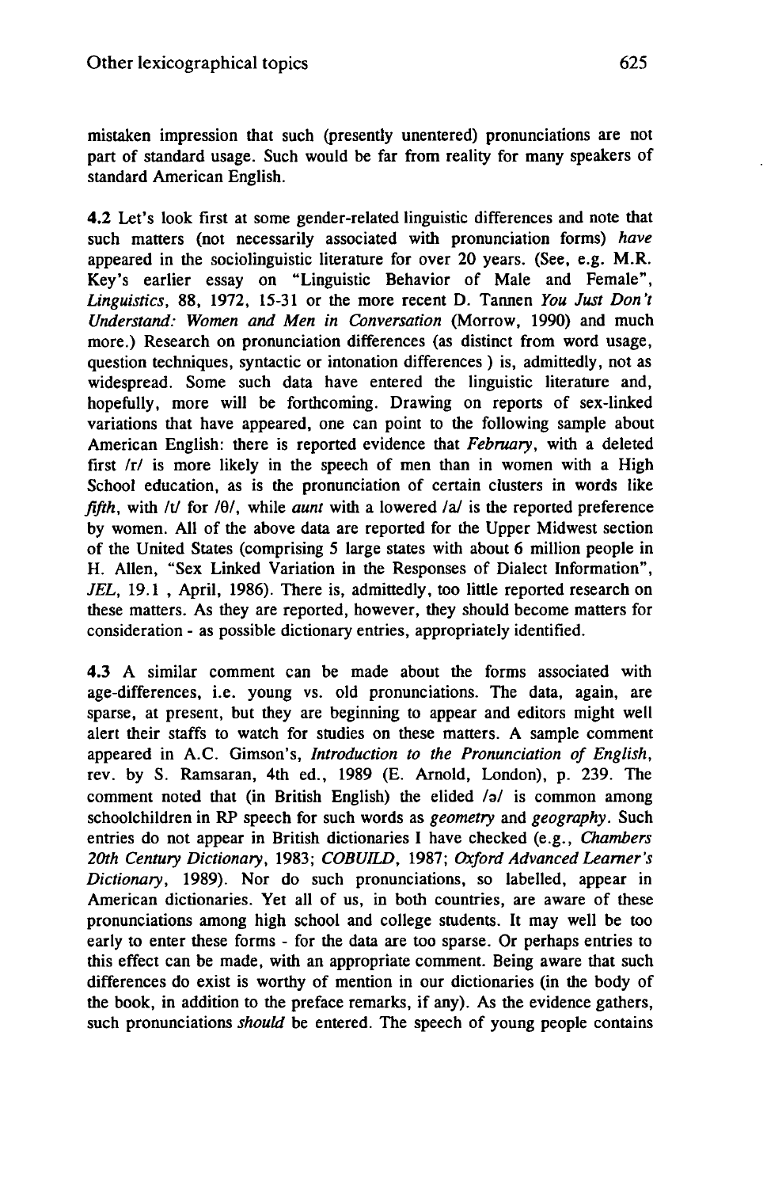mistaken impression that such (presently unentered) pronunciations are not part of standard usage. Such would be far from reality for many speakers of standard American English.

**4.2** Let's look first at some gender-related linguistic differences and note that such matters (not necessarily associated with pronunciation forms) *have* appeared in the sociolinguistic literature for over 20 years. (See, e.g. M.R. Key's earlier essay on "Linguistic Behavior of Male and Female", *Linguistics*, 88, 1972, 15-31 or the more recent D. Tannen *You Just Don't Understand: Women and Men in Conversation* (Morrow, 1990) and much more.) Research on pronunciation differences (as distinct from word usage, question techniques, syntactic or intonation differences ) is, admittedly, not as widespread. Some such data have entered the linguistic literature and, hopefully, more will be forthcoming. Drawing on reports of sex-linked variations that have appeared, one can point to the following sample about American English: there is reported evidence that *February*, with a deleted first /r/ is more likely in the speech of men than in women with a High School education, as is the pronunciation of certain clusters in words like *fifth*, with /t/ for /θ/, while *aunt* with a lowered /a/ is the reported preference by women. All of the above data are reported for the Upper Midwest section of the United States (comprising 5 large states with about 6 million people in H. Allen, "Sex Linked Variation in the Responses of Dialect Information", *JEL*, 19.1 , April, 1986). There is, admittedly, too little reported research on these matters. As they are reported, however, they should become matters for consideration - as possible dictionary entries, appropriately identified.

**4.3** A similar comment can be made about the forms associated with age-differences, i.e. young vs. old pronunciations. The data, again, are sparse, at present, but they are beginning to appear and editors might well alert their staffs to watch for studies on these matters. A sample comment appeared in A.C. Gimson's, *Introduction to the Pronunciation of English*, rev. by S. Ramsaran, 4th ed., 1989 (E. Arnold, London), p. 239. The comment noted that (in British English) the elided /ə/ is common among schoolchildren in RP speech for such words as *geometry* and *geography*. Such entries do not appear in British dictionaries I have checked (e.g., *Chambers 20th Century Dictionary*, 1983; *COBUILD*, 1987; *Oxford Advanced Learner's Dictionary*, 1989). Nor do such pronunciations, so labelled, appear in American dictionaries. Yet all of us, in both countries, are aware of these pronunciations among high school and college students. It may well be too early to enter these forms - for the data are too sparse. Or perhaps entries to this effect can be made, with an appropriate comment. Being aware that such differences do exist is worthy of mention in our dictionaries (in the body of the book, in addition to the preface remarks, if any). As the evidence gathers, such pronunciations *should* be entered. The speech of young people contains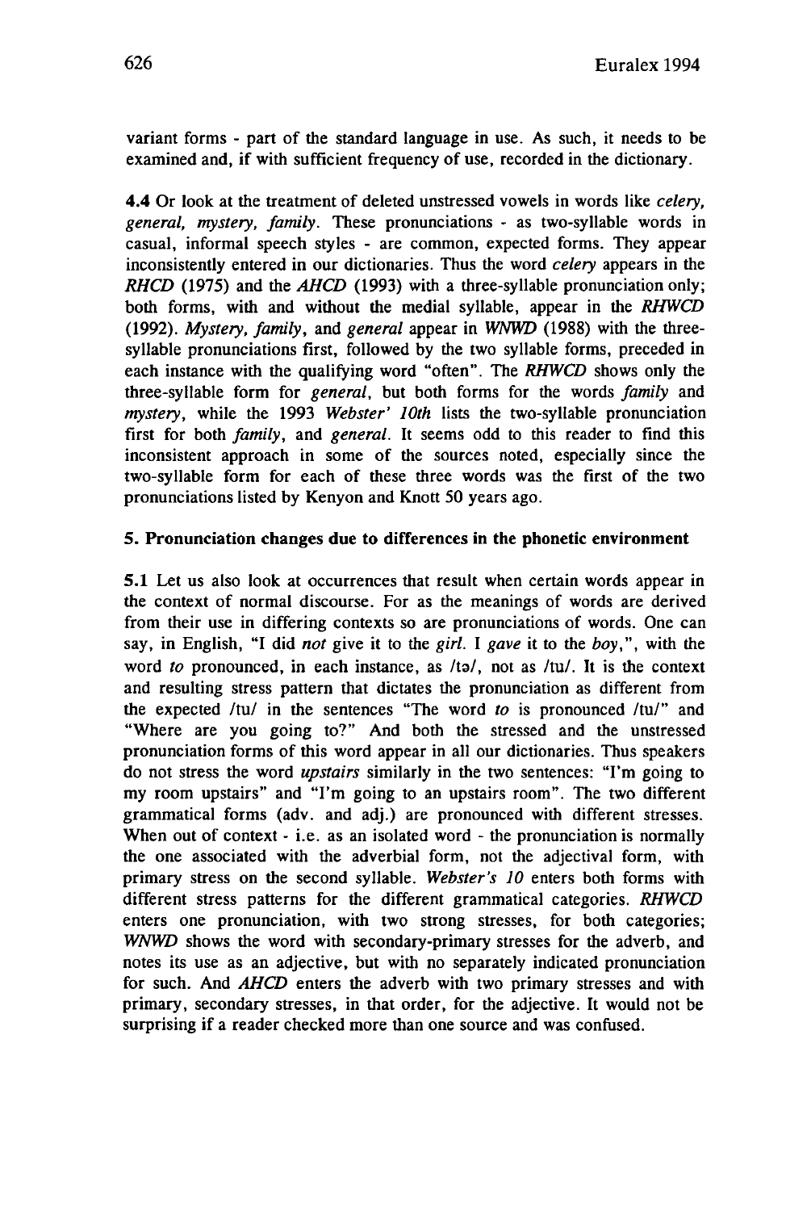variant forms - part of the standard language in use. As such, it needs to be examined and, if with sufficient frequency of use, recorded in the dictionary.

**4.4** Or look at the treatment of deleted unstressed vowels in words like *celery, general, mystery, family*. These pronunciations - as two-syllable words in casual, informal speech styles - are common, expected forms. They appear inconsistently entered in our dictionaries. Thus the word *celery* appears in the *RHCD* (1975) and the *AHCD* (1993) with a three-syllable pronunciation only; both forms, with and without the medial syllable, appear in the *RHWCD* (1992). *Mystery, family*, and *general* appear in *WNWD* (1988) with the three-syllable pronunciations first, followed by the two syllable forms, preceded in each instance with the qualifying word "often". The *RHWCD* shows only the three-syllable form for *general*, but both forms for the words *family* and *mystery*, while the 1993 *Webster' 10th* lists the two-syllable pronunciation first for both *family*, and *general*. It seems odd to this reader to find this inconsistent approach in some of the sources noted, especially since the two-syllable form for each of these three words was the first of the two pronunciations listed by Kenyon and Knott 50 years ago.

## 5. Pronunciation changes due to differences in the phonetic environment

**5.1** Let us also look at occurrences that result when certain words appear in the context of normal discourse. For as the meanings of words are derived from their use in differing contexts so are pronunciations of words. One can say, in English, "I did *not* give it to the *girl*. I *gave* it to the *boy*,", with the word *to* pronounced, in each instance, as /tə/, not as /tu/. It is the context and resulting stress pattern that dictates the pronunciation as different from the expected /tu/ in the sentences "The word *to* is pronounced /tu/" and "Where are you going to?" And both the stressed and the unstressed pronunciation forms of this word appear in all our dictionaries. Thus speakers do not stress the word *upstairs* similarly in the two sentences: "I'm going to my room upstairs" and "I'm going to an upstairs room". The two different grammatical forms (adv. and adj.) are pronounced with different stresses. When out of context - i.e. as an isolated word - the pronunciation is normally the one associated with the adverbial form, not the adjectival form, with primary stress on the second syllable. *Webster's 10* enters both forms with different stress patterns for the different grammatical categories. *RHWCD* enters one pronunciation, with two strong stresses, for both categories; *WNWD* shows the word with secondary-primary stresses for the adverb, and notes its use as an adjective, but with no separately indicated pronunciation for such. And *AHCD* enters the adverb with two primary stresses and with primary, secondary stresses, in that order, for the adjective. It would not be surprising if a reader checked more than one source and was confused.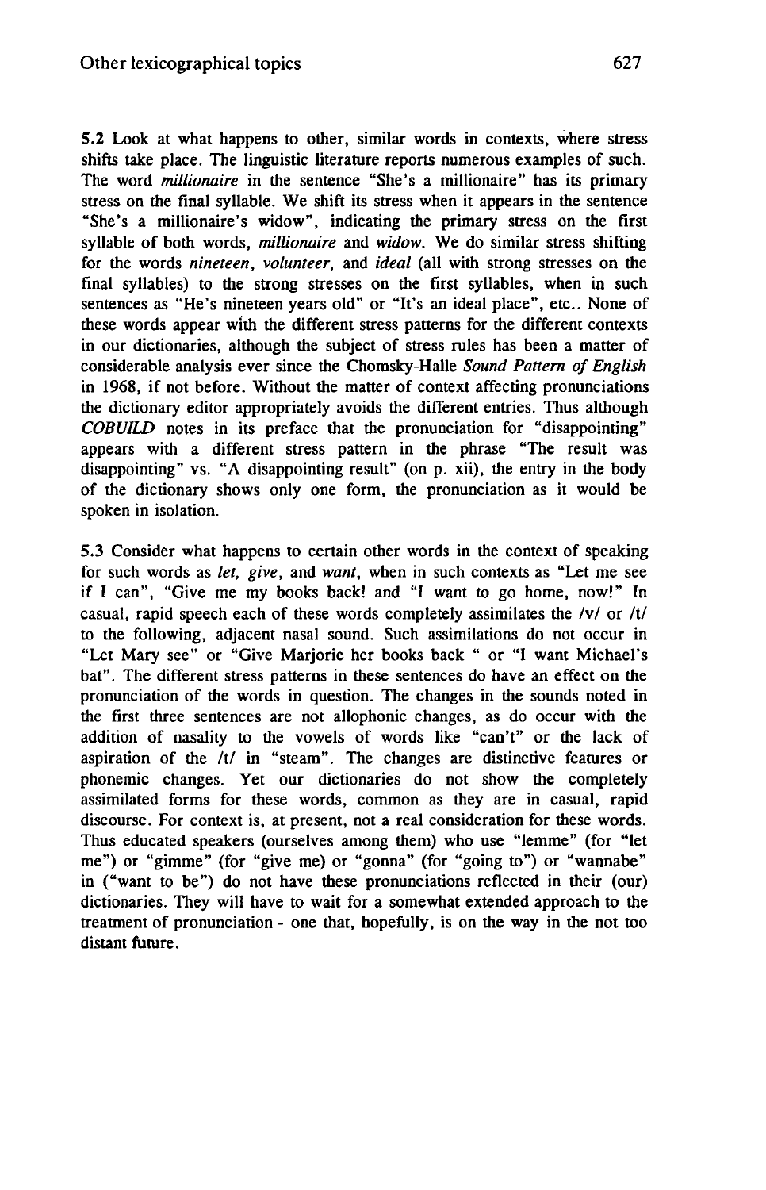**5.2** Look at what happens to other, similar words in contexts, where stress shifts take place. The linguistic literature reports numerous examples of such. The word *millionaire* in the sentence "She's a millionaire" has its primary stress on the final syllable. We shift its stress when it appears in the sentence "She's a millionaire's widow", indicating the primary stress on the first syllable of both words, *millionaire* and *widow*. We do similar stress shifting for the words *nineteen*, *volunteer*, and *ideal* (all with strong stresses on the final syllables) to the strong stresses on the first syllables, when in such sentences as "He's nineteen years old" or "It's an ideal place", etc.. None of these words appear with the different stress patterns for the different contexts in our dictionaries, although the subject of stress rules has been a matter of considerable analysis ever since the Chomsky-Halle *Sound Pattern of English* in 1968, if not before. Without the matter of context affecting pronunciations the dictionary editor appropriately avoids the different entries. Thus although *COBUILD* notes in its preface that the pronunciation for "disappointing" appears with a different stress pattern in the phrase "The result was disappointing" vs. "A disappointing result" (on p. xii), the entry in the body of the dictionary shows only one form, the pronunciation as it would be spoken in isolation.

**5.3** Consider what happens to certain other words in the context of speaking for such words as *let*, *give*, and *want*, when in such contexts as "Let me see if I can", "Give me my books back! and "I want to go home, now!" In casual, rapid speech each of these words completely assimilates the /v/ or /t/ to the following, adjacent nasal sound. Such assimilations do not occur in "Let Mary see" or "Give Marjorie her books back " or "I want Michael's bat". The different stress patterns in these sentences do have an effect on the pronunciation of the words in question. The changes in the sounds noted in the first three sentences are not allophonic changes, as do occur with the addition of nasality to the vowels of words like "can't" or the lack of aspiration of the /t/ in "steam". The changes are distinctive features or phonemic changes. Yet our dictionaries do not show the completely assimilated forms for these words, common as they are in casual, rapid discourse. For context is, at present, not a real consideration for these words. Thus educated speakers (ourselves among them) who use "lemme" (for "let me") or "gimme" (for "give me) or "gonna" (for "going to") or "wannabe" in ("want to be") do not have these pronunciations reflected in their (our) dictionaries. They will have to wait for a somewhat extended approach to the treatment of pronunciation - one that, hopefully, is on the way in the not too distant future.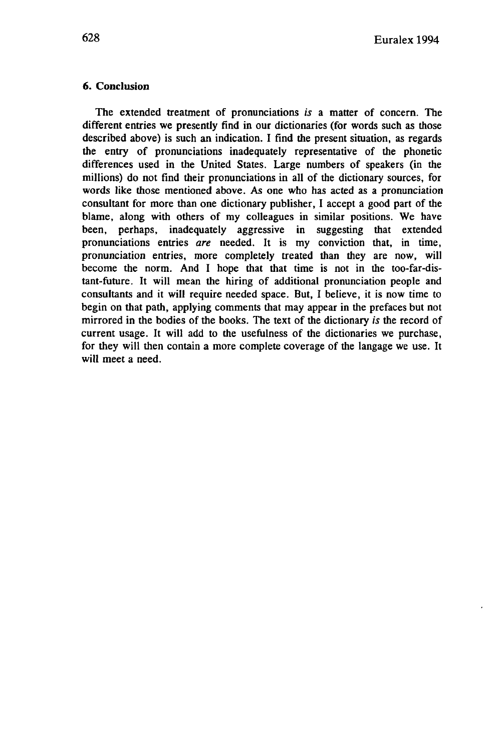### 6. Conclusion

The extended treatment of pronunciations *is* a matter of concern. The different entries we presently find in our dictionaries (for words such as those described above) is such an indication. I find the present situation, as regards the entry of pronunciations inadequately representative of the phonetic differences used in the United States. Large numbers of speakers (in the millions) do not find their pronunciations in all of the dictionary sources, for words like those mentioned above. As one who has acted as a pronunciation consultant for more than one dictionary publisher, I accept a good part of the blame, along with others of my colleagues in similar positions. We have been, perhaps, inadequately aggressive in suggesting that extended pronunciations entries *are* needed. It is my conviction that, in time, pronunciation entries, more completely treated than they are now, will become the norm. And I hope that that time is not in the too-far-distant-future. It will mean the hiring of additional pronunciation people and consultants and it will require needed space. But, I believe, it is now time to begin on that path, applying comments that may appear in the prefaces but not mirrored in the bodies of the books. The text of the dictionary *is* the record of current usage. It will add to the usefulness of the dictionaries we purchase, for they will then contain a more complete coverage of the langage we use. It will meet a need.